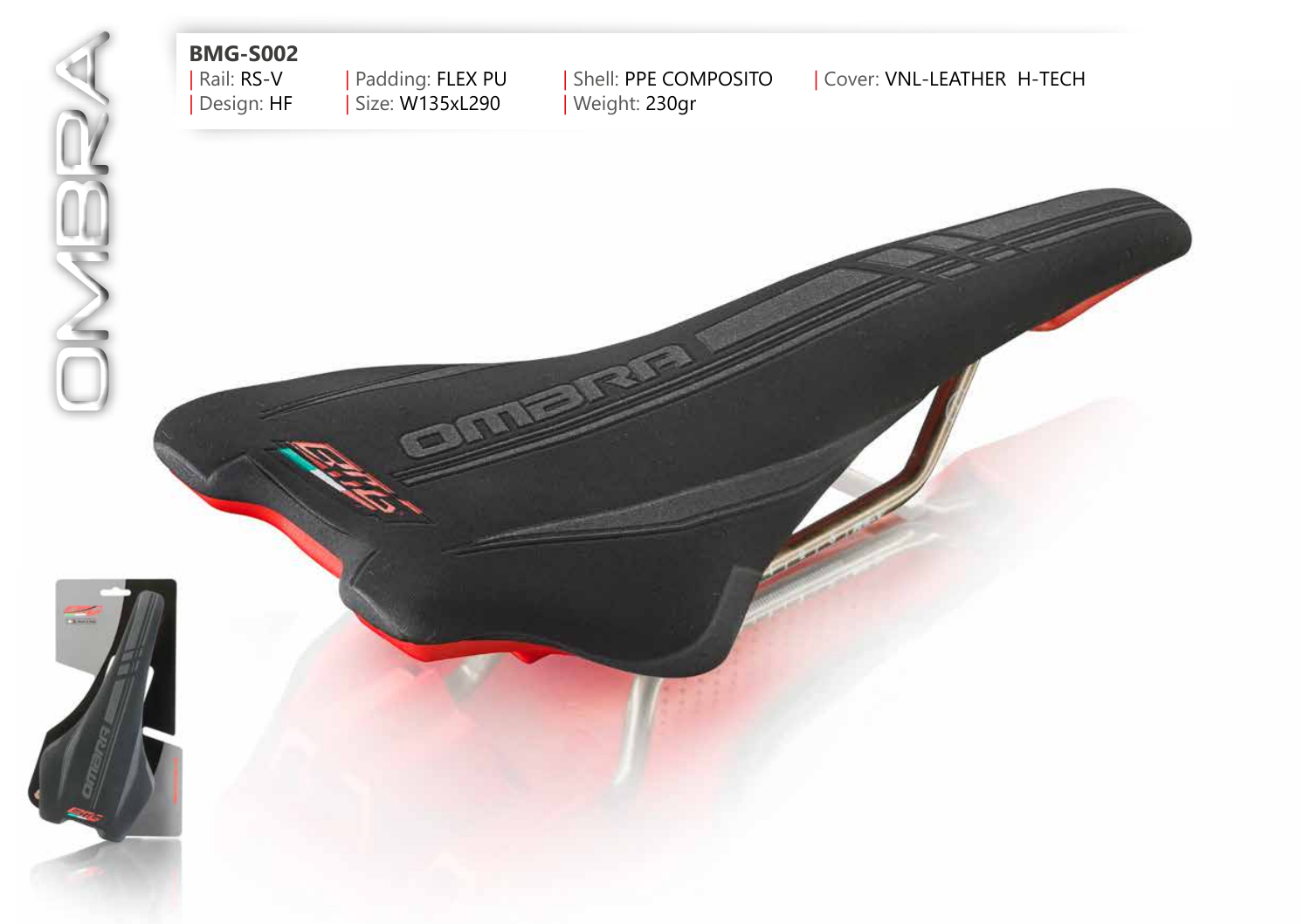# OMBRA

## BMG-S002

| Rail: RS-V | Padding: FLEX PU | Shell: PPE COMPOSITO | Cover: VNL-LEATHER H-TECH |
|---|---|---|---|
| Design: HF | Size: W135xL290 | Weight: 230gr | |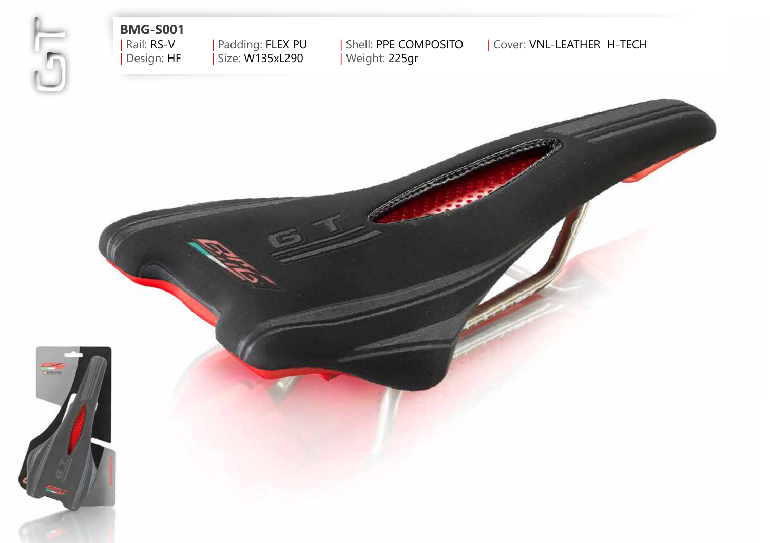GT

**BMG-S001**

| Rail: RS-V | Padding: FLEX PU | Shell: PPE COMPOSITO | Cover: VNL-LEATHER  H-TECH
| Design: HF | Size: W135xL290 | Weight: 225gr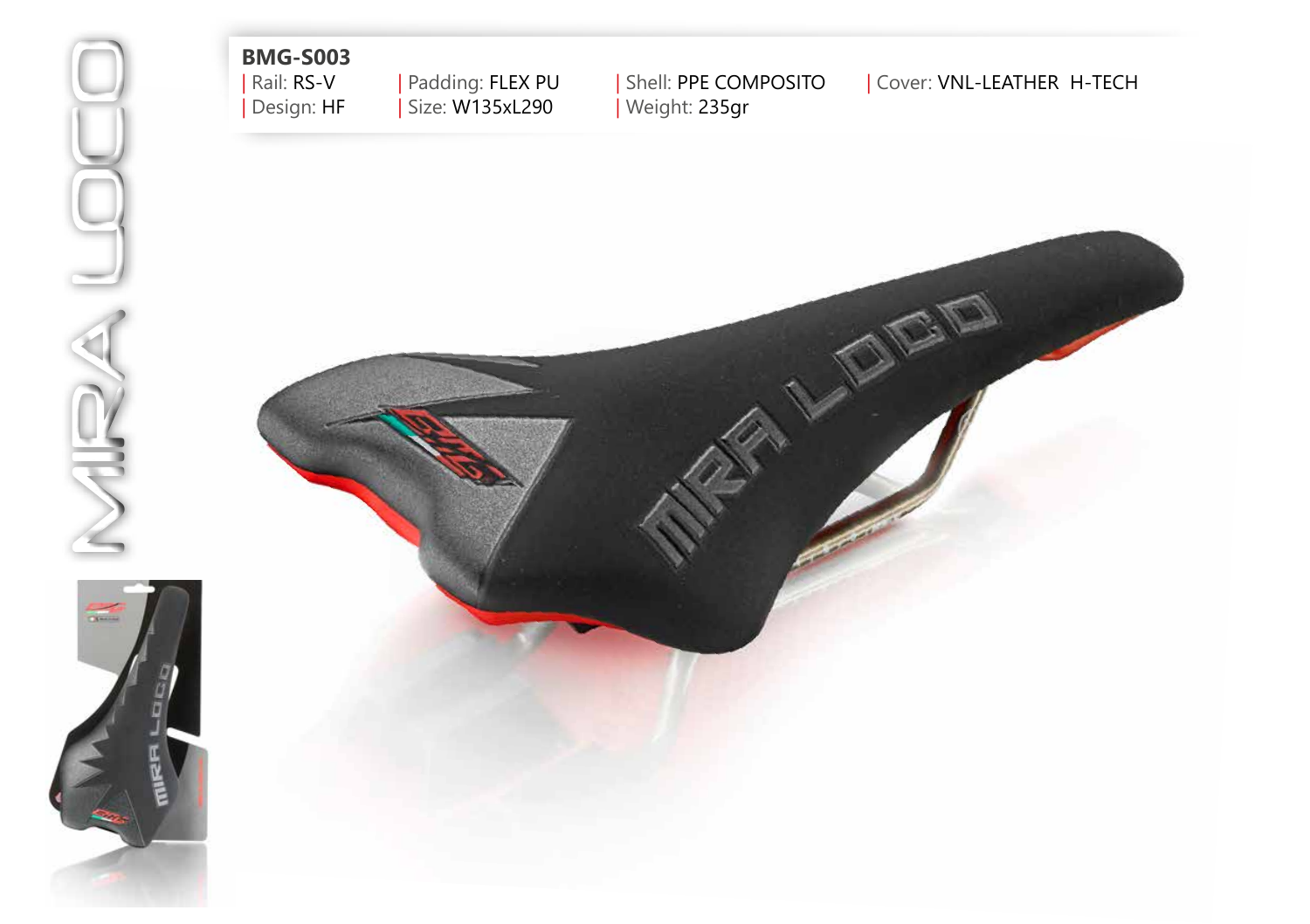# MIRA LOCO

**BMG-S003**

| Rail: RS-V | Padding: FLEX PU | Shell: PPE COMPOSITO | Cover: VNL-LEATHER H-TECH |
| Design: HF | Size: W135xL290 | Weight: 235gr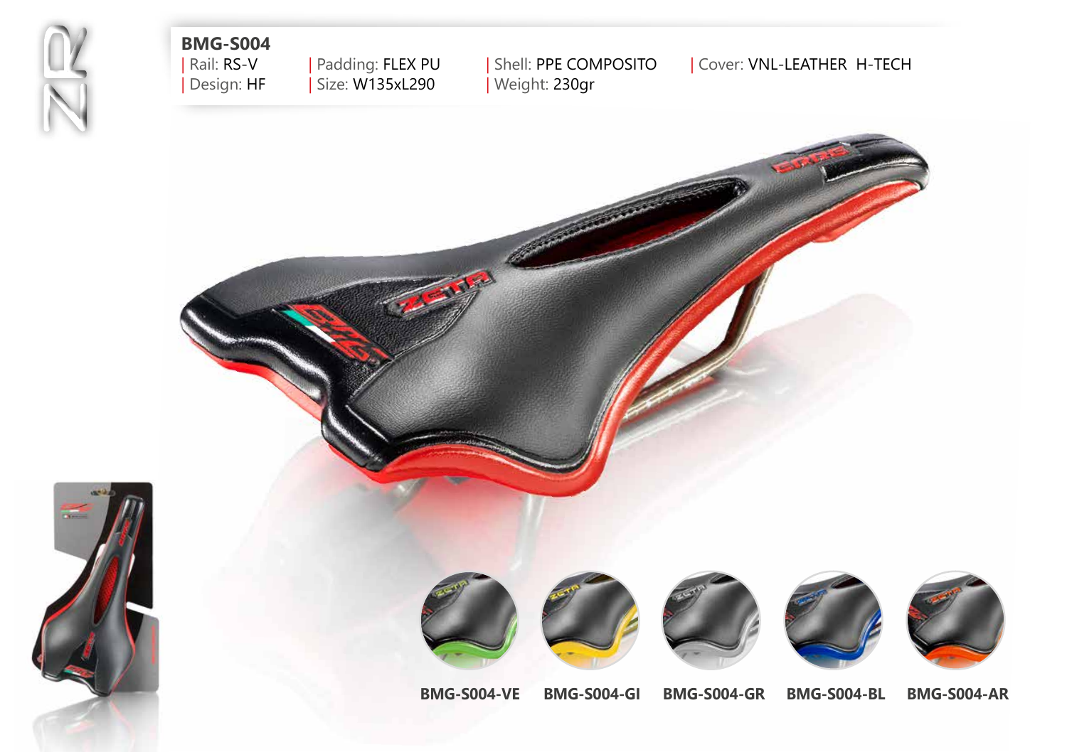## BMG-S004

| Rail: RS-V | Padding: FLEX PU | Shell: PPE COMPOSITO | Cover: VNL-LEATHER H-TECH |
|---|---|---|---|
| Design: HF | Size: W135xL290 | Weight: 230gr | |

BMG-S004-VE BMG-S004-GI BMG-S004-GR BMG-S004-BL BMG-S004-AR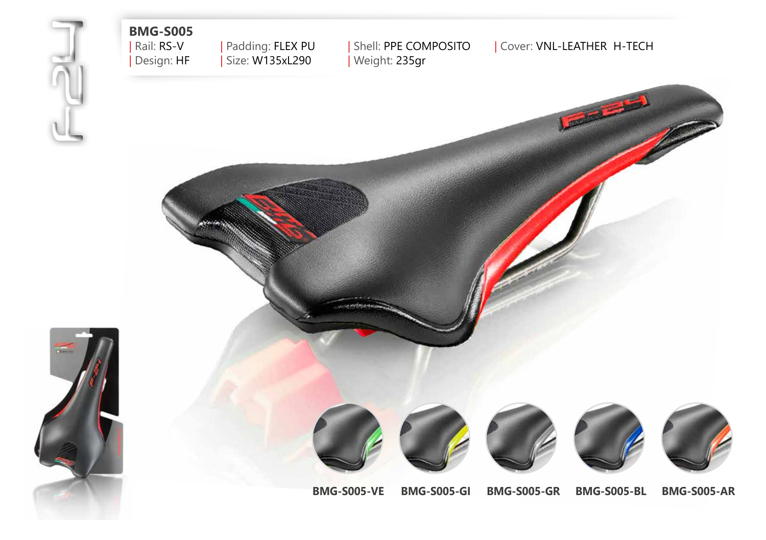## BMG-S005

| Rail: RS-V | Padding: FLEX PU | Shell: PPE COMPOSITO | Cover: VNL-LEATHER H-TECH
| Design: HF | Size: W135xL290 | Weight: 235gr

BMG-S005-VE BMG-S005-GI BMG-S005-GR BMG-S005-BL BMG-S005-AR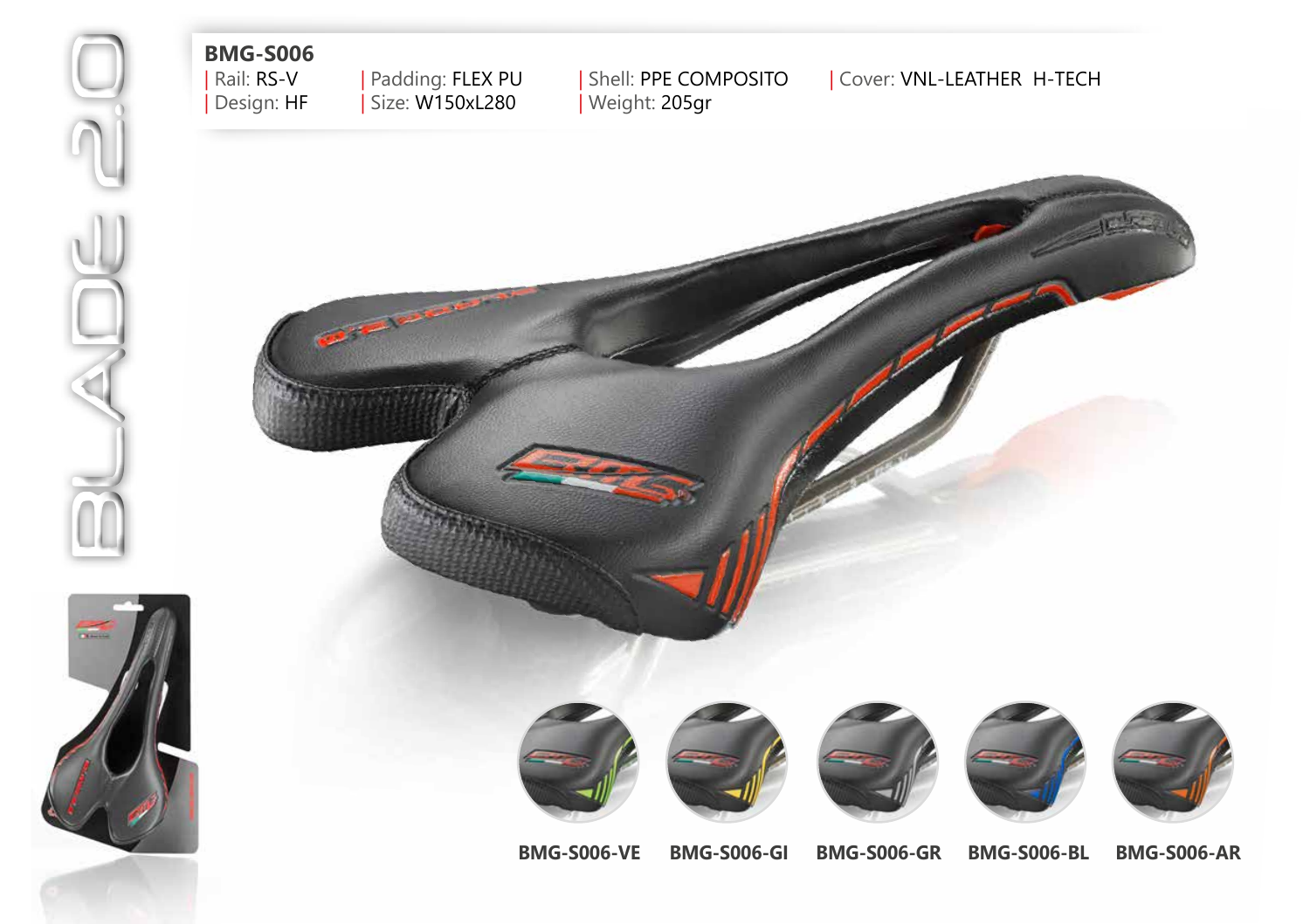# BLADE 2.0

## BMG-S006

| Rail: RS-V | Padding: FLEX PU | Shell: PPE COMPOSITO | Cover: VNL-LEATHER H-TECH
| Design: HF | Size: W150xL280 | Weight: 205gr

BMG-S006-VE

BMG-S006-GI

BMG-S006-GR

BMG-S006-BL

BMG-S006-AR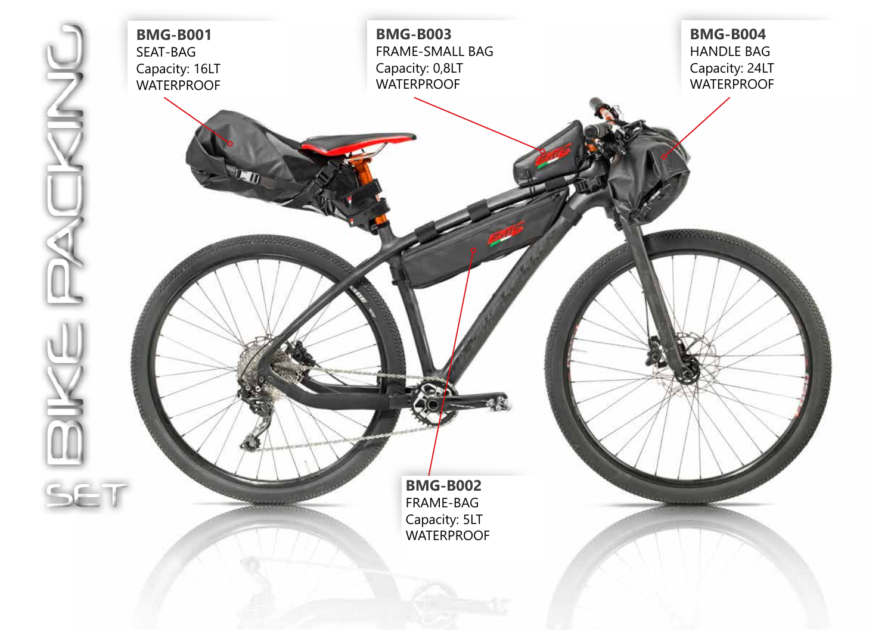# BIKE PACKING SET

**BMG-B001**
SEAT-BAG
Capacity: 16LT
WATERPROOF

**BMG-B003**
FRAME-SMALL BAG
Capacity: 0,8LT
WATERPROOF

**BMG-B004**
HANDLE BAG
Capacity: 24LT
WATERPROOF

**BMG-B002**
FRAME-BAG
Capacity: 5LT
WATERPROOF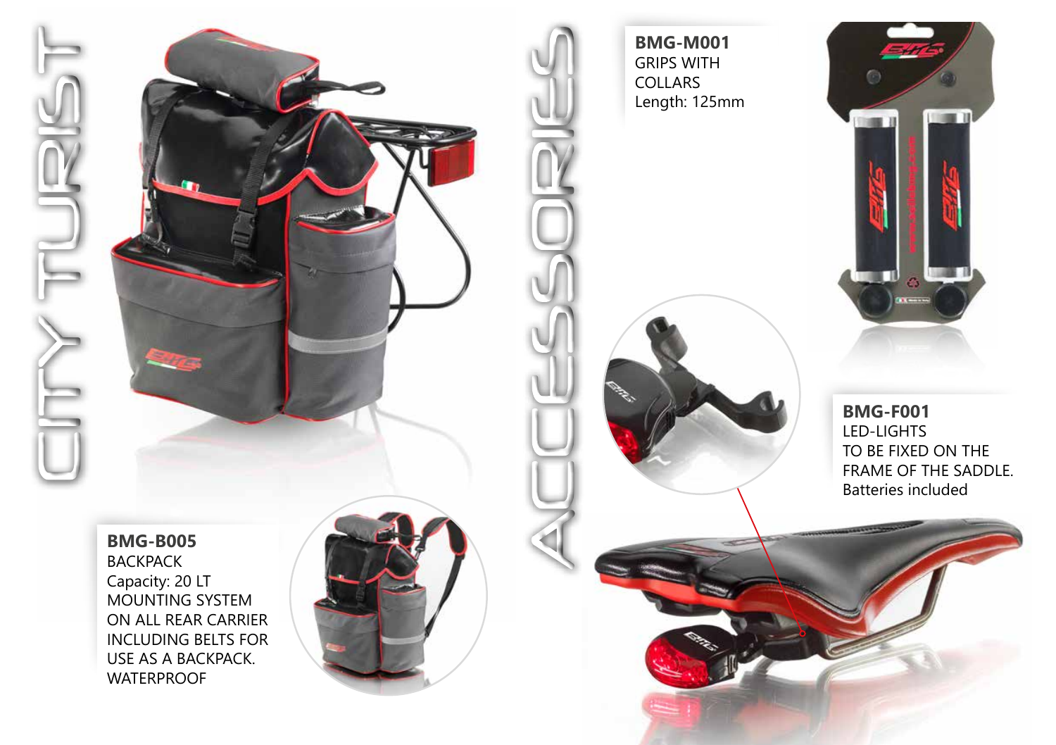# CITY TURIST

# ACCESSORIES

**BMG-B005**
BACKPACK
Capacity: 20 LT
MOUNTING SYSTEM
ON ALL REAR CARRIER
INCLUDING BELTS FOR
USE AS A BACKPACK.
WATERPROOF

**BMG-M001**
GRIPS WITH
COLLARS
Length: 125mm

**BMG-F001**
LED-LIGHTS
TO BE FIXED ON THE
FRAME OF THE SADDLE.
Batteries included